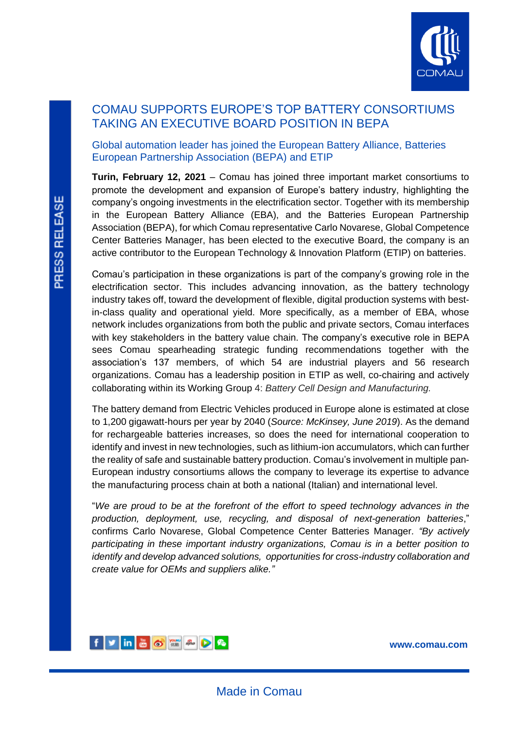# COMAU SUPPORTS EUROPE'S TOP BATTERY CONSORTIUMS TAKING AN EXECUTIVE BOARD POSITION IN BEPA

## Global automation leader has joined the European Battery Alliance, Batteries European Partnership Association (BEPA) and ETIP

**Turin, February 12, 2021** – Comau has joined three important market consortiums to promote the development and expansion of Europe's battery industry, highlighting the company's ongoing investments in the electrification sector. Together with its membership in the European Battery Alliance (EBA), and the Batteries European Partnership Association (BEPA), for which Comau representative Carlo Novarese, Global Competence Center Batteries Manager, has been elected to the executive Board, the company is an active contributor to the European Technology & Innovation Platform (ETIP) on batteries.

Comau's participation in these organizations is part of the company's growing role in the electrification sector. This includes advancing innovation, as the battery technology industry takes off, toward the development of flexible, digital production systems with best-in-class quality and operational yield. More specifically, as a member of EBA, whose network includes organizations from both the public and private sectors, Comau interfaces with key stakeholders in the battery value chain. The company's executive role in BEPA sees Comau spearheading strategic funding recommendations together with the association's 137 members, of which 54 are industrial players and 56 research organizations. Comau has a leadership position in ETIP as well, co-chairing and actively collaborating within its Working Group 4: *Battery Cell Design and Manufacturing.*

The battery demand from Electric Vehicles produced in Europe alone is estimated at close to 1,200 gigawatt-hours per year by 2040 (*Source: McKinsey, June 2019*). As the demand for rechargeable batteries increases, so does the need for international cooperation to identify and invest in new technologies, such as lithium-ion accumulators, which can further the reality of safe and sustainable battery production. Comau's involvement in multiple pan-European industry consortiums allows the company to leverage its expertise to advance the manufacturing process chain at both a national (Italian) and international level.

"*We are proud to be at the forefront of the effort to speed technology advances in the production, deployment, use, recycling, and disposal of next-generation batteries*," confirms Carlo Novarese, Global Competence Center Batteries Manager. *"By actively participating in these important industry organizations, Comau is in a better position to identify and develop advanced solutions, opportunities for cross-industry collaboration and create value for OEMs and suppliers alike."*

**www.comau.com**

Made in Comau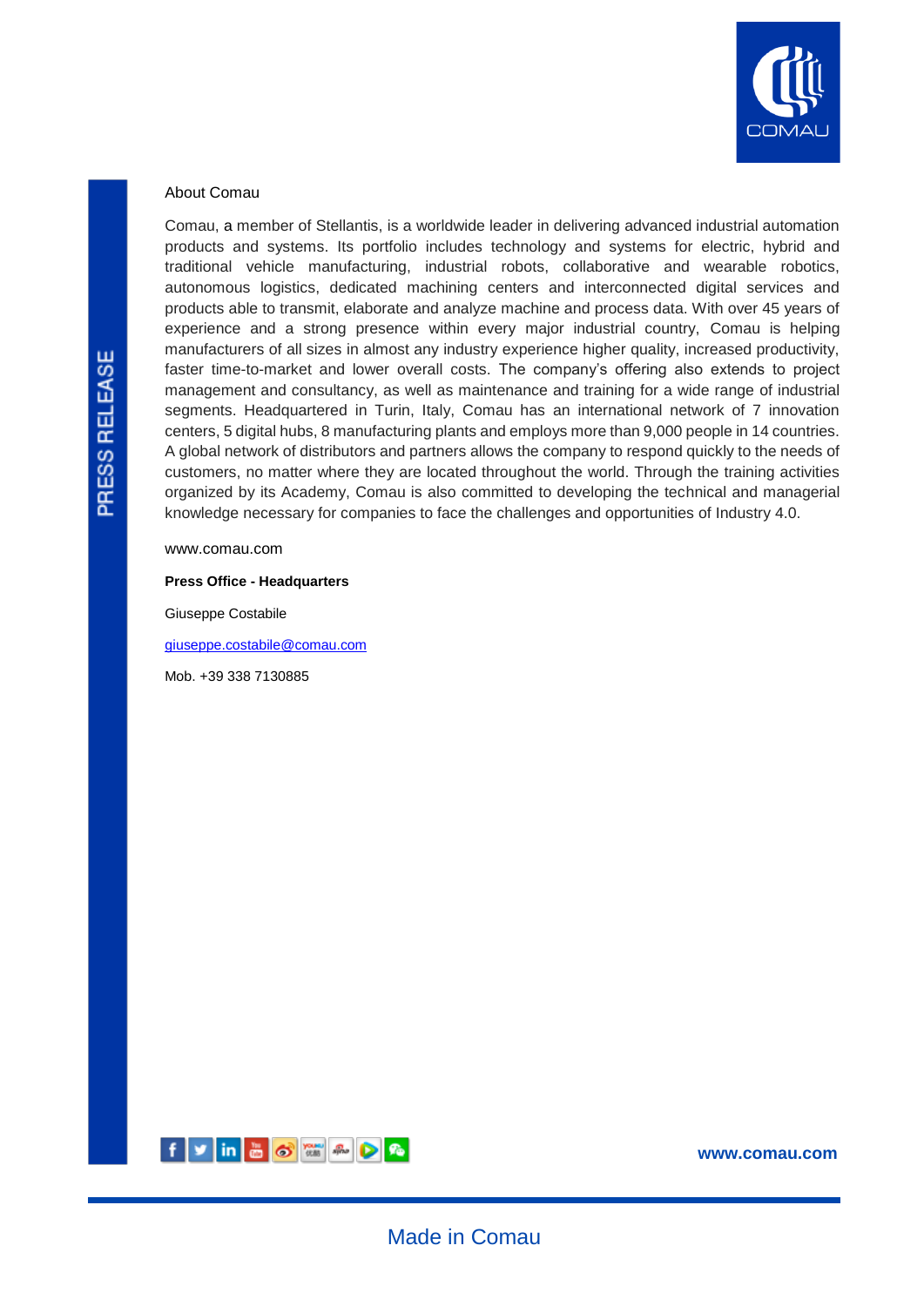About Comau

Comau, a member of Stellantis, is a worldwide leader in delivering advanced industrial automation products and systems. Its portfolio includes technology and systems for electric, hybrid and traditional vehicle manufacturing, industrial robots, collaborative and wearable robotics, autonomous logistics, dedicated machining centers and interconnected digital services and products able to transmit, elaborate and analyze machine and process data. With over 45 years of experience and a strong presence within every major industrial country, Comau is helping manufacturers of all sizes in almost any industry experience higher quality, increased productivity, faster time-to-market and lower overall costs. The company's offering also extends to project management and consultancy, as well as maintenance and training for a wide range of industrial segments. Headquartered in Turin, Italy, Comau has an international network of 7 innovation centers, 5 digital hubs, 8 manufacturing plants and employs more than 9,000 people in 14 countries. A global network of distributors and partners allows the company to respond quickly to the needs of customers, no matter where they are located throughout the world. Through the training activities organized by its Academy, Comau is also committed to developing the technical and managerial knowledge necessary for companies to face the challenges and opportunities of Industry 4.0.

www.comau.com

**Press Office - Headquarters**

Giuseppe Costabile

giuseppe.costabile@comau.com

Mob. +39 338 7130885

**www.comau.com**

Made in Comau